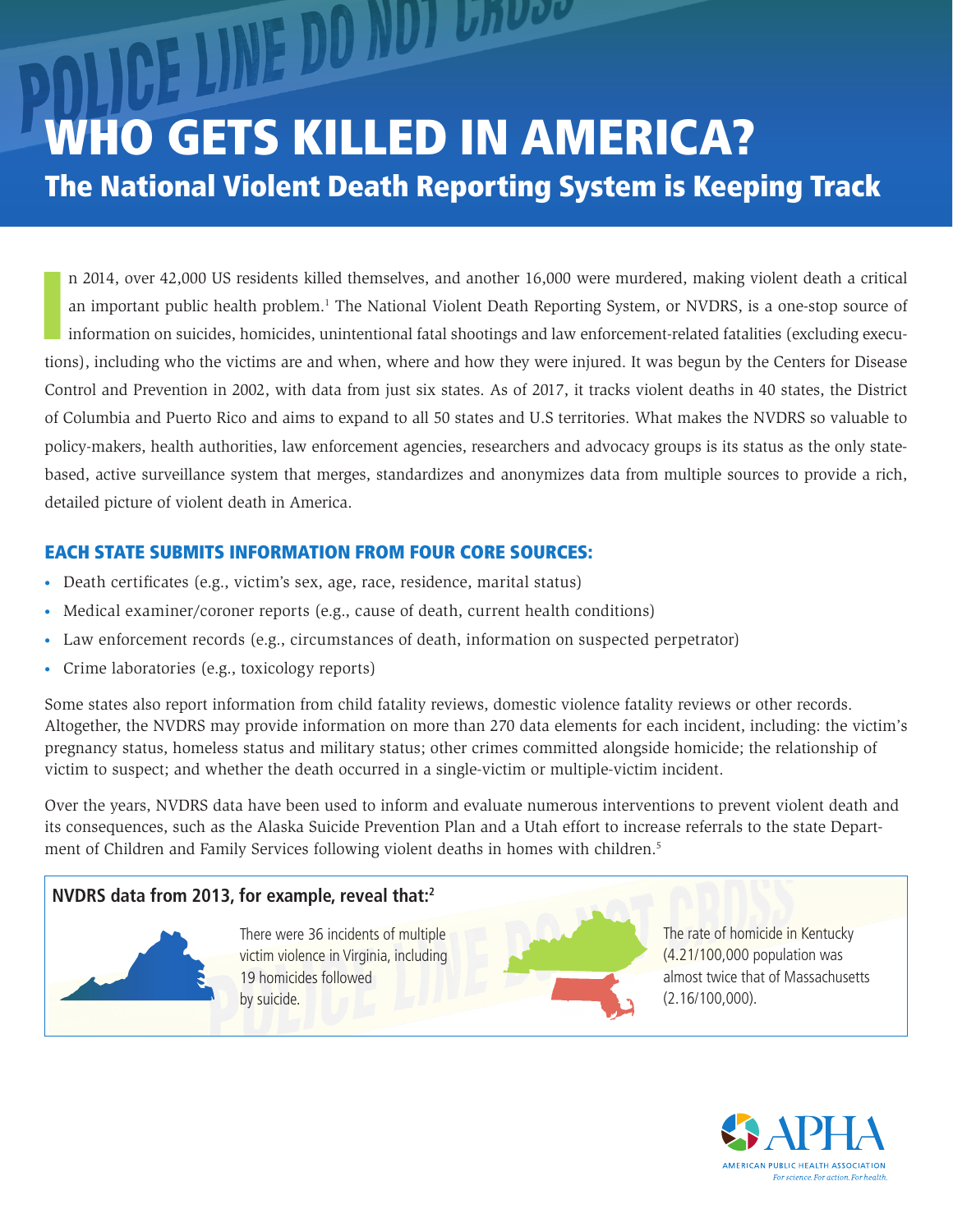# WHO GETS KILLED IN AMERICA?

## The National Violent Death Reporting System is Keeping Track

In 2014, over 42,000 US residents killed themselves, and another 16,000 were murdered, making violent death a critical an important public health problem.[1] The National Violent Death Reporting System, or NVDRS, is a one-stop source of information on suicides, homicides, unintentional fatal shootings and law enforcement-related fatalities (excluding executions), including who the victims are and when, where and how they were injured. It was begun by the Centers for Disease Control and Prevention in 2002, with data from just six states. As of 2017, it tracks violent deaths in 40 states, the District of Columbia and Puerto Rico and aims to expand to all 50 states and U.S territories. What makes the NVDRS so valuable to policy-makers, health authorities, law enforcement agencies, researchers and advocacy groups is its status as the only state-based, active surveillance system that merges, standardizes and anonymizes data from multiple sources to provide a rich, detailed picture of violent death in America.

### EACH STATE SUBMITS INFORMATION FROM FOUR CORE SOURCES:

- Death certificates (e.g., victim's sex, age, race, residence, marital status)
- Medical examiner/coroner reports (e.g., cause of death, current health conditions)
- Law enforcement records (e.g., circumstances of death, information on suspected perpetrator)
- Crime laboratories (e.g., toxicology reports)

Some states also report information from child fatality reviews, domestic violence fatality reviews or other records. Altogether, the NVDRS may provide information on more than 270 data elements for each incident, including: the victim's pregnancy status, homeless status and military status; other crimes committed alongside homicide; the relationship of victim to suspect; and whether the death occurred in a single-victim or multiple-victim incident.

Over the years, NVDRS data have been used to inform and evaluate numerous interventions to prevent violent death and its consequences, such as the Alaska Suicide Prevention Plan and a Utah effort to increase referrals to the state Department of Children and Family Services following violent deaths in homes with children.[5]

**NVDRS data from 2013, for example, reveal that:[2]**

There were 36 incidents of multiple victim violence in Virginia, including 19 homicides followed by suicide.

The rate of homicide in Kentucky (4.21/100,000 population was almost twice that of Massachusetts (2.16/100,000).

AMERICAN PUBLIC HEALTH ASSOCIATION
*For science. For action. For health.*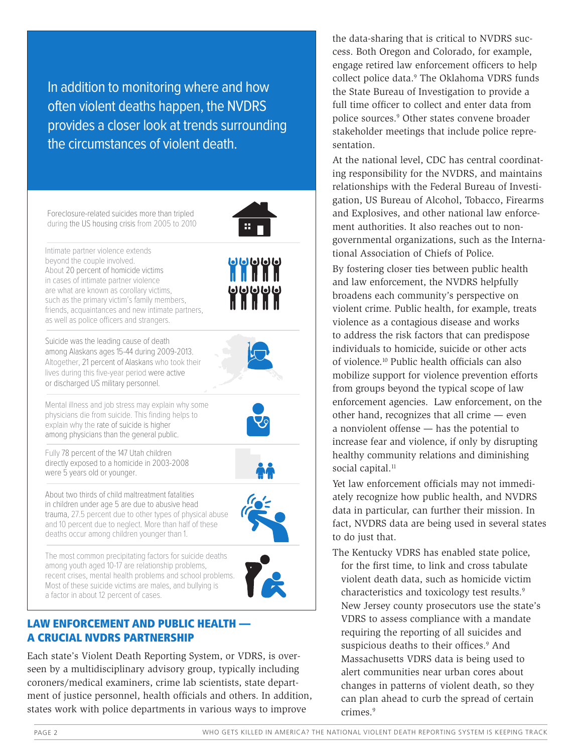In addition to monitoring where and how often violent deaths happen, the NVDRS provides a closer look at trends surrounding the circumstances of violent death.

Foreclosure-related suicides more than tripled during the US housing crisis from 2005 to 2010

Intimate partner violence extends beyond the couple involved. About 20 percent of homicide victims in cases of intimate partner violence are what are known as corollary victims, such as the primary victim's family members, friends, acquaintances and new intimate partners, as well as police officers and strangers.

Suicide was the leading cause of death among Alaskans ages 15-44 during 2009-2013. Altogether, 21 percent of Alaskans who took their lives during this five-year period were active or discharged US military personnel.

Mental illness and job stress may explain why some physicians die from suicide. This finding helps to explain why the rate of suicide is higher among physicians than the general public.

Fully 78 percent of the 147 Utah children directly exposed to a homicide in 2003-2008 were 5 years old or younger.

About two thirds of child maltreatment fatalities in children under age 5 are due to abusive head trauma, 27.5 percent due to other types of physical abuse and 10 percent due to neglect. More than half of these deaths occur among children younger than 1.

The most common precipitating factors for suicide deaths among youth aged 10-17 are relationship problems, recent crises, mental health problems and school problems. Most of these suicide victims are males, and bullying is a factor in about 12 percent of cases.

## LAW ENFORCEMENT AND PUBLIC HEALTH — A CRUCIAL NVDRS PARTNERSHIP

Each state's Violent Death Reporting System, or VDRS, is overseen by a multidisciplinary advisory group, typically including coroners/medical examiners, crime lab scientists, state department of justice personnel, health officials and others. In addition, states work with police departments in various ways to improve the data-sharing that is critical to NVDRS success. Both Oregon and Colorado, for example, engage retired law enforcement officers to help collect police data.[9] The Oklahoma VDRS funds the State Bureau of Investigation to provide a full time officer to collect and enter data from police sources.[9] Other states convene broader stakeholder meetings that include police representation.

At the national level, CDC has central coordinating responsibility for the NVDRS, and maintains relationships with the Federal Bureau of Investigation, US Bureau of Alcohol, Tobacco, Firearms and Explosives, and other national law enforcement authorities. It also reaches out to nongovernmental organizations, such as the International Association of Chiefs of Police.

By fostering closer ties between public health and law enforcement, the NVDRS helpfully broadens each community's perspective on violent crime. Public health, for example, treats violence as a contagious disease and works to address the risk factors that can predispose individuals to homicide, suicide or other acts of violence.[10] Public health officials can also mobilize support for violence prevention efforts from groups beyond the typical scope of law enforcement agencies. Law enforcement, on the other hand, recognizes that all crime — even a nonviolent offense — has the potential to increase fear and violence, if only by disrupting healthy community relations and diminishing social capital.[11]

Yet law enforcement officials may not immediately recognize how public health, and NVDRS data in particular, can further their mission. In fact, NVDRS data are being used in several states to do just that.

The Kentucky VDRS has enabled state police, for the first time, to link and cross tabulate violent death data, such as homicide victim characteristics and toxicology test results.[9] New Jersey county prosecutors use the state's VDRS to assess compliance with a mandate requiring the reporting of all suicides and suspicious deaths to their offices.[9] And Massachusetts VDRS data is being used to alert communities near urban cores about changes in patterns of violent death, so they can plan ahead to curb the spread of certain crimes.[9]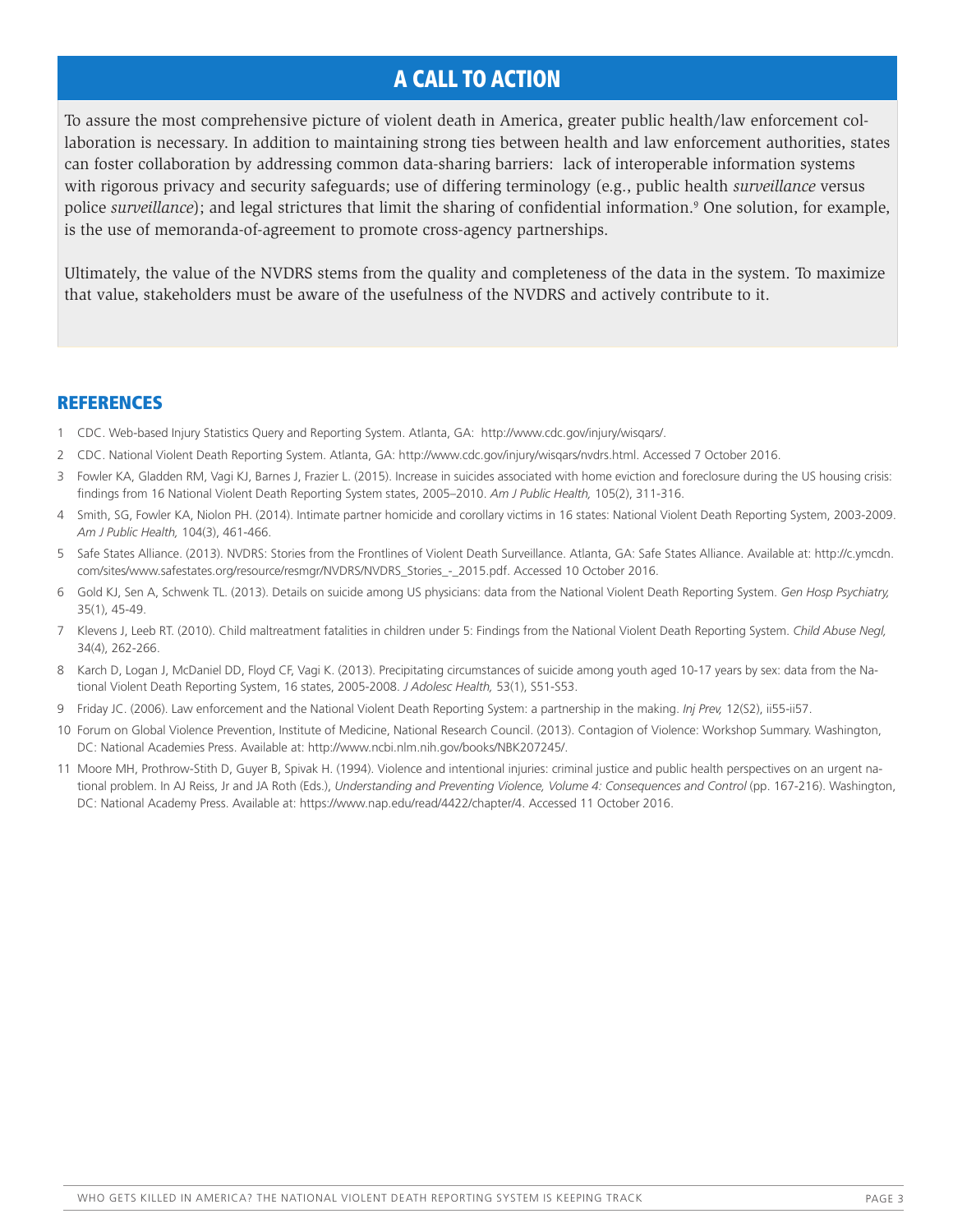## A CALL TO ACTION

To assure the most comprehensive picture of violent death in America, greater public health/law enforcement collaboration is necessary. In addition to maintaining strong ties between health and law enforcement authorities, states can foster collaboration by addressing common data-sharing barriers: lack of interoperable information systems with rigorous privacy and security safeguards; use of differing terminology (e.g., public health *surveillance* versus police *surveillance*); and legal strictures that limit the sharing of confidential information.[9] One solution, for example, is the use of memoranda-of-agreement to promote cross-agency partnerships.

Ultimately, the value of the NVDRS stems from the quality and completeness of the data in the system. To maximize that value, stakeholders must be aware of the usefulness of the NVDRS and actively contribute to it.

## REFERENCES

1. CDC. Web-based Injury Statistics Query and Reporting System. Atlanta, GA: http://www.cdc.gov/injury/wisqars/.
2. CDC. National Violent Death Reporting System. Atlanta, GA: http://www.cdc.gov/injury/wisqars/nvdrs.html. Accessed 7 October 2016.
3. Fowler KA, Gladden RM, Vagi KJ, Barnes J, Frazier L. (2015). Increase in suicides associated with home eviction and foreclosure during the US housing crisis: findings from 16 National Violent Death Reporting System states, 2005–2010. *Am J Public Health,* 105(2), 311-316.
4. Smith, SG, Fowler KA, Niolon PH. (2014). Intimate partner homicide and corollary victims in 16 states: National Violent Death Reporting System, 2003-2009. *Am J Public Health,* 104(3), 461-466.
5. Safe States Alliance. (2013). NVDRS: Stories from the Frontlines of Violent Death Surveillance. Atlanta, GA: Safe States Alliance. Available at: http://c.ymcdn.com/sites/www.safestates.org/resource/resmgr/NVDRS/NVDRS_Stories_-_2015.pdf. Accessed 10 October 2016.
6. Gold KJ, Sen A, Schwenk TL. (2013). Details on suicide among US physicians: data from the National Violent Death Reporting System. *Gen Hosp Psychiatry,* 35(1), 45-49.
7. Klevens J, Leeb RT. (2010). Child maltreatment fatalities in children under 5: Findings from the National Violent Death Reporting System. *Child Abuse Negl,* 34(4), 262-266.
8. Karch D, Logan J, McDaniel DD, Floyd CF, Vagi K. (2013). Precipitating circumstances of suicide among youth aged 10-17 years by sex: data from the National Violent Death Reporting System, 16 states, 2005-2008. *J Adolesc Health,* 53(1), S51-S53.
9. Friday JC. (2006). Law enforcement and the National Violent Death Reporting System: a partnership in the making. *Inj Prev,* 12(S2), ii55-ii57.
10. Forum on Global Violence Prevention, Institute of Medicine, National Research Council. (2013). Contagion of Violence: Workshop Summary. Washington, DC: National Academies Press. Available at: http://www.ncbi.nlm.nih.gov/books/NBK207245/.
11. Moore MH, Prothrow-Stith D, Guyer B, Spivak H. (1994). Violence and intentional injuries: criminal justice and public health perspectives on an urgent national problem. In AJ Reiss, Jr and JA Roth (Eds.), *Understanding and Preventing Violence, Volume 4: Consequences and Control* (pp. 167-216). Washington, DC: National Academy Press. Available at: https://www.nap.edu/read/4422/chapter/4. Accessed 11 October 2016.